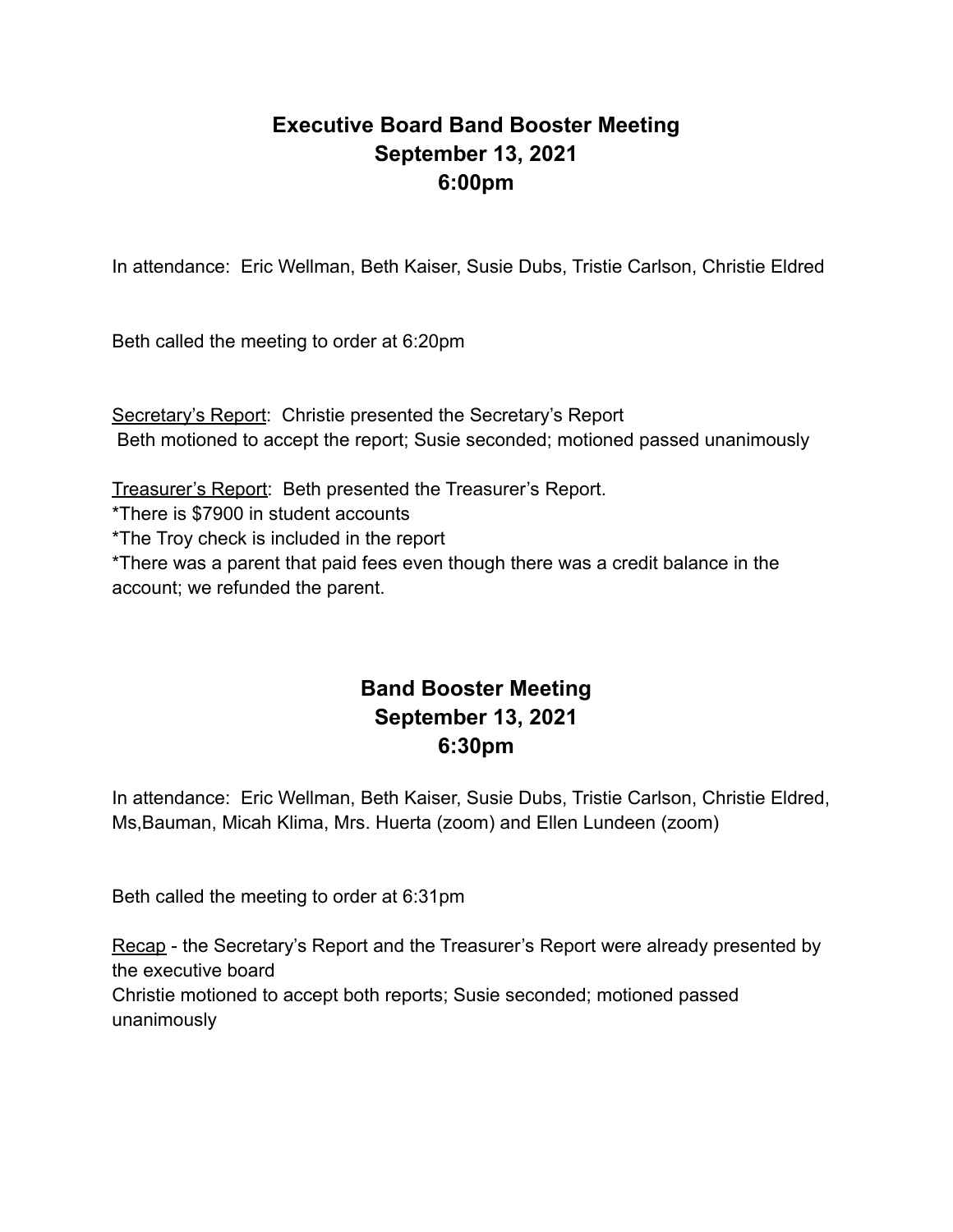# Executive Board Band Booster Meeting
# September 13, 2021
# 6:00pm

In attendance: Eric Wellman, Beth Kaiser, Susie Dubs, Tristie Carlson, Christie Eldred

Beth called the meeting to order at 6:20pm

Secretary's Report: Christie presented the Secretary's Report
Beth motioned to accept the report; Susie seconded; motioned passed unanimously

Treasurer's Report: Beth presented the Treasurer's Report.
*There is $7900 in student accounts
*The Troy check is included in the report
*There was a parent that paid fees even though there was a credit balance in the account; we refunded the parent.

# Band Booster Meeting
# September 13, 2021
# 6:30pm

In attendance: Eric Wellman, Beth Kaiser, Susie Dubs, Tristie Carlson, Christie Eldred, Ms,Bauman, Micah Klima, Mrs. Huerta (zoom) and Ellen Lundeen (zoom)

Beth called the meeting to order at 6:31pm

Recap - the Secretary's Report and the Treasurer's Report were already presented by the executive board
Christie motioned to accept both reports; Susie seconded; motioned passed unanimously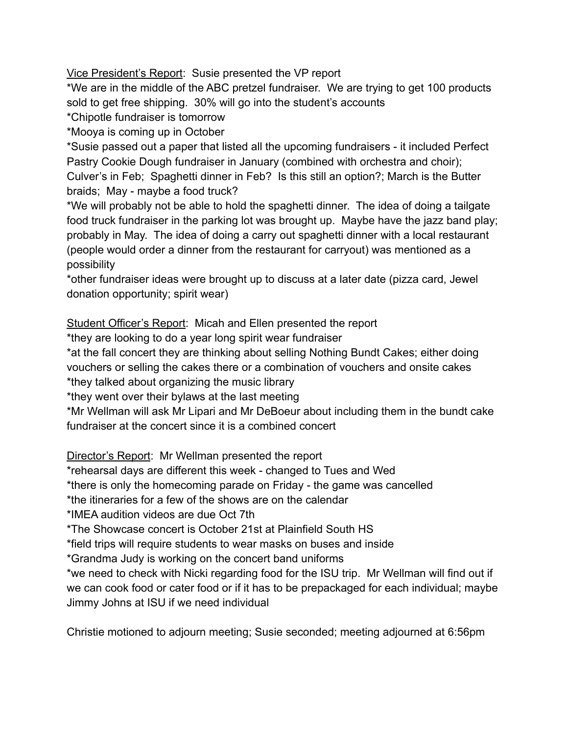Vice President's Report: Susie presented the VP report

*We are in the middle of the ABC pretzel fundraiser. We are trying to get 100 products sold to get free shipping. 30% will go into the student's accounts

*Chipotle fundraiser is tomorrow

*Mooya is coming up in October

*Susie passed out a paper that listed all the upcoming fundraisers - it included Perfect Pastry Cookie Dough fundraiser in January (combined with orchestra and choir); Culver's in Feb; Spaghetti dinner in Feb? Is this still an option?; March is the Butter braids; May - maybe a food truck?

*We will probably not be able to hold the spaghetti dinner. The idea of doing a tailgate food truck fundraiser in the parking lot was brought up. Maybe have the jazz band play; probably in May. The idea of doing a carry out spaghetti dinner with a local restaurant (people would order a dinner from the restaurant for carryout) was mentioned as a possibility

*other fundraiser ideas were brought up to discuss at a later date (pizza card, Jewel donation opportunity; spirit wear)

Student Officer's Report: Micah and Ellen presented the report

*they are looking to do a year long spirit wear fundraiser

*at the fall concert they are thinking about selling Nothing Bundt Cakes; either doing vouchers or selling the cakes there or a combination of vouchers and onsite cakes

*they talked about organizing the music library

*they went over their bylaws at the last meeting

*Mr Wellman will ask Mr Lipari and Mr DeBoeur about including them in the bundt cake fundraiser at the concert since it is a combined concert

Director's Report: Mr Wellman presented the report

*rehearsal days are different this week - changed to Tues and Wed

*there is only the homecoming parade on Friday - the game was cancelled

*the itineraries for a few of the shows are on the calendar

*IMEA audition videos are due Oct 7th

*The Showcase concert is October 21st at Plainfield South HS

*field trips will require students to wear masks on buses and inside

*Grandma Judy is working on the concert band uniforms

*we need to check with Nicki regarding food for the ISU trip. Mr Wellman will find out if we can cook food or cater food or if it has to be prepackaged for each individual; maybe Jimmy Johns at ISU if we need individual

Christie motioned to adjourn meeting; Susie seconded; meeting adjourned at 6:56pm